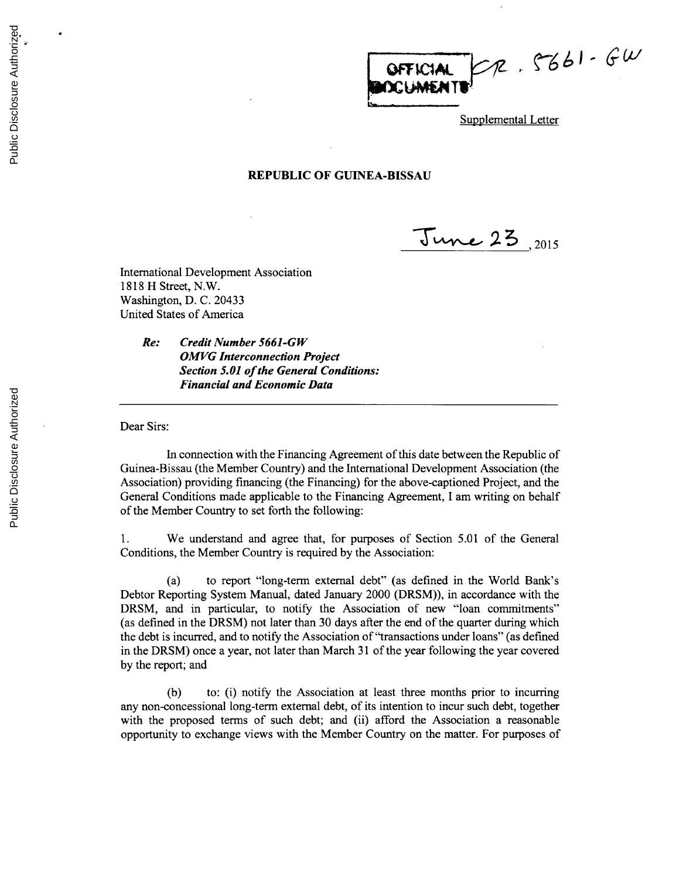OFFICIAL DOCUMENTS CR. 5661-GW

Supplemental Letter

**REPUBLIC OF GUINEA-BISSAU**

June 23, 2015

International Development Association
1818 H Street, N.W.
Washington, D. C. 20433
United States of America

> ***Re: Credit Number 5661-GW***
> ***OMVG Interconnection Project***
> ***Section 5.01 of the General Conditions:***
> ***Financial and Economic Data***

---

Dear Sirs:

In connection with the Financing Agreement of this date between the Republic of Guinea-Bissau (the Member Country) and the International Development Association (the Association) providing financing (the Financing) for the above-captioned Project, and the General Conditions made applicable to the Financing Agreement, I am writing on behalf of the Member Country to set forth the following:

1. We understand and agree that, for purposes of Section 5.01 of the General Conditions, the Member Country is required by the Association:

(a) to report "long-term external debt" (as defined in the World Bank's Debtor Reporting System Manual, dated January 2000 (DRSM)), in accordance with the DRSM, and in particular, to notify the Association of new "loan commitments" (as defined in the DRSM) not later than 30 days after the end of the quarter during which the debt is incurred, and to notify the Association of "transactions under loans" (as defined in the DRSM) once a year, not later than March 31 of the year following the year covered by the report; and

(b) to: (i) notify the Association at least three months prior to incurring any non-concessional long-term external debt, of its intention to incur such debt, together with the proposed terms of such debt; and (ii) afford the Association a reasonable opportunity to exchange views with the Member Country on the matter. For purposes of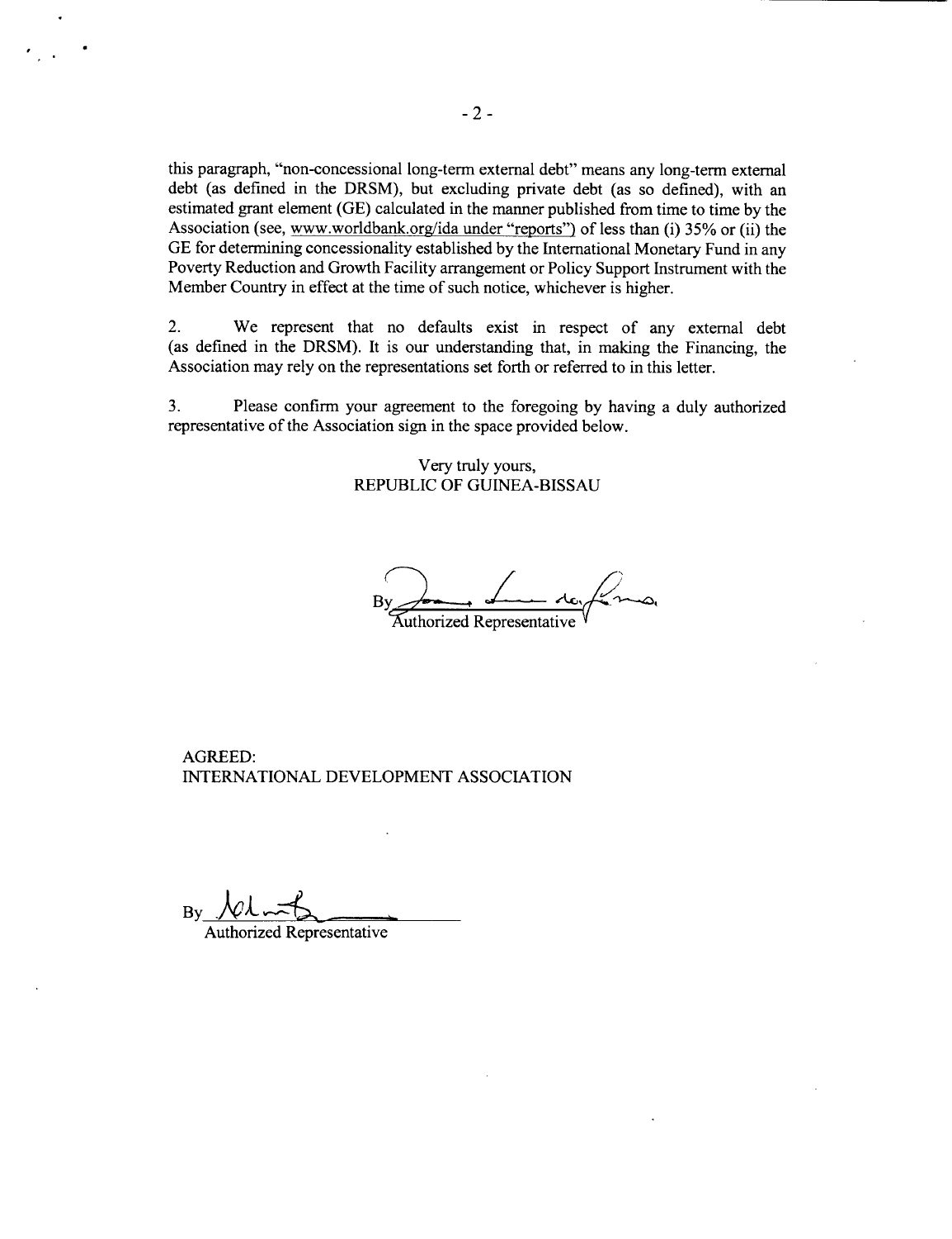this paragraph, "non-concessional long-term external debt" means any long-term external debt (as defined in the DRSM), but excluding private debt (as so defined), with an estimated grant element (GE) calculated in the manner published from time to time by the Association (see, www.worldbank.org/ida under "reports") of less than (i) 35% or (ii) the GE for determining concessionality established by the International Monetary Fund in any Poverty Reduction and Growth Facility arrangement or Policy Support Instrument with the Member Country in effect at the time of such notice, whichever is higher.

2. We represent that no defaults exist in respect of any external debt (as defined in the DRSM). It is our understanding that, in making the Financing, the Association may rely on the representations set forth or referred to in this letter.

3. Please confirm your agreement to the foregoing by having a duly authorized representative of the Association sign in the space provided below.

Very truly yours,
REPUBLIC OF GUINEA-BISSAU

By \_\_\_\_\_\_\_\_\_\_\_\_\_\_\_\_\_\_\_\_
Authorized Representative

AGREED:
INTERNATIONAL DEVELOPMENT ASSOCIATION

By \_\_\_\_\_\_\_\_\_\_\_\_\_\_\_\_\_\_\_\_
Authorized Representative